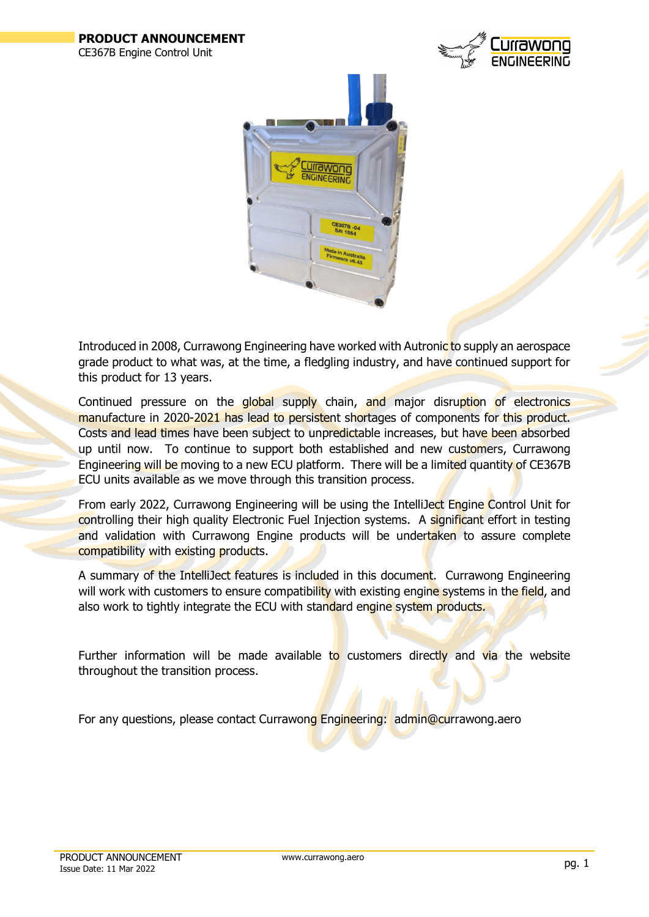# PRODUCT ANNOUNCEMENT

CE367B Engine Control Unit

Introduced in 2008, Currawong Engineering have worked with Autronic to supply an aerospace grade product to what was, at the time, a fledgling industry, and have continued support for this product for 13 years.

Continued pressure on the global supply chain, and major disruption of electronics manufacture in 2020-2021 has lead to persistent shortages of components for this product. Costs and lead times have been subject to unpredictable increases, but have been absorbed up until now. To continue to support both established and new customers, Currawong Engineering will be moving to a new ECU platform. There will be a limited quantity of CE367B ECU units available as we move through this transition process.

From early 2022, Currawong Engineering will be using the IntelliJect Engine Control Unit for controlling their high quality Electronic Fuel Injection systems. A significant effort in testing and validation with Currawong Engine products will be undertaken to assure complete compatibility with existing products.

A summary of the IntelliJect features is included in this document. Currawong Engineering will work with customers to ensure compatibility with existing engine systems in the field, and also work to tightly integrate the ECU with standard engine system products.

Further information will be made available to customers directly and via the website throughout the transition process.

For any questions, please contact Currawong Engineering: admin@currawong.aero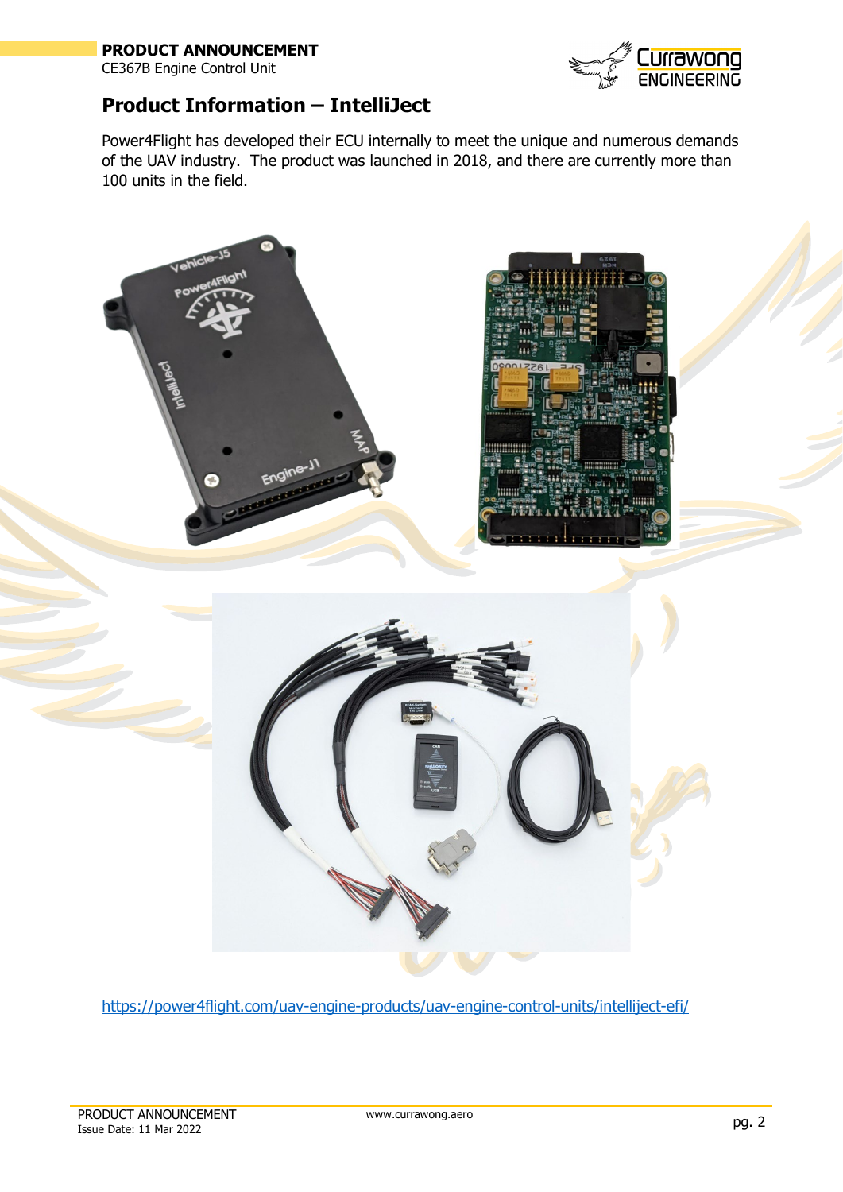## Product Information – IntelliJect

Power4Flight has developed their ECU internally to meet the unique and numerous demands of the UAV industry. The product was launched in 2018, and there are currently more than 100 units in the field.

https://power4flight.com/uav-engine-products/uav-engine-control-units/intelliject-efi/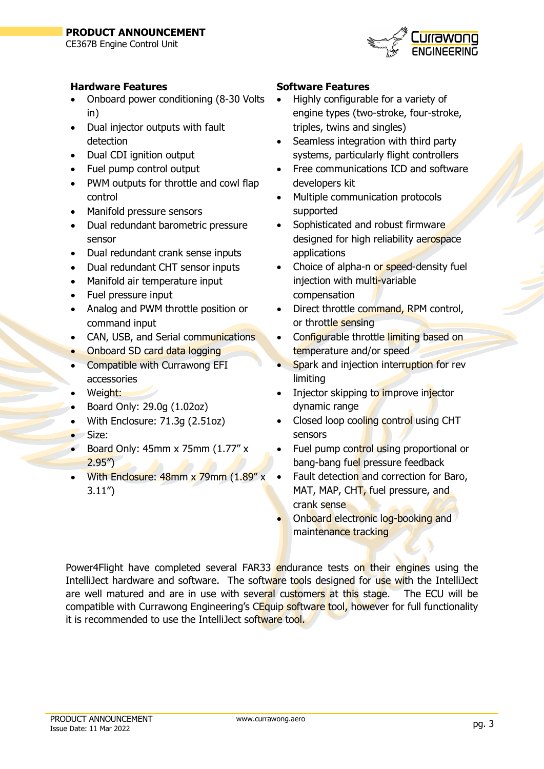### Hardware Features

- Onboard power conditioning (8-30 Volts in)
- Dual injector outputs with fault detection
- Dual CDI ignition output
- Fuel pump control output
- PWM outputs for throttle and cowl flap control
- Manifold pressure sensors
- Dual redundant barometric pressure sensor
- Dual redundant crank sense inputs
- Dual redundant CHT sensor inputs
- Manifold air temperature input
- Fuel pressure input
- Analog and PWM throttle position or command input
- CAN, USB, and Serial communications
- Onboard SD card data logging
- Compatible with Currawong EFI accessories
- Weight:
- Board Only: 29.0g (1.02oz)
- With Enclosure: 71.3g (2.51oz)
- Size:
- Board Only: 45mm x 75mm (1.77" x 2.95")
- With Enclosure: 48mm x 79mm (1.89" x 3.11")

### Software Features

- Highly configurable for a variety of engine types (two-stroke, four-stroke, triples, twins and singles)
- Seamless integration with third party systems, particularly flight controllers
- Free communications ICD and software developers kit
- Multiple communication protocols supported
- Sophisticated and robust firmware designed for high reliability aerospace applications
- Choice of alpha-n or speed-density fuel injection with multi-variable compensation
- Direct throttle command, RPM control, or throttle sensing
- Configurable throttle limiting based on temperature and/or speed
- Spark and injection interruption for rev limiting
- Injector skipping to improve injector dynamic range
- Closed loop cooling control using CHT sensors
- Fuel pump control using proportional or bang-bang fuel pressure feedback
- Fault detection and correction for Baro, MAT, MAP, CHT, fuel pressure, and crank sense
- Onboard electronic log-booking and maintenance tracking

Power4Flight have completed several FAR33 endurance tests on their engines using the IntelliJect hardware and software. The software tools designed for use with the IntelliJect are well matured and are in use with several customers at this stage. The ECU will be compatible with Currawong Engineering's CEquip software tool, however for full functionality it is recommended to use the IntelliJect software tool.